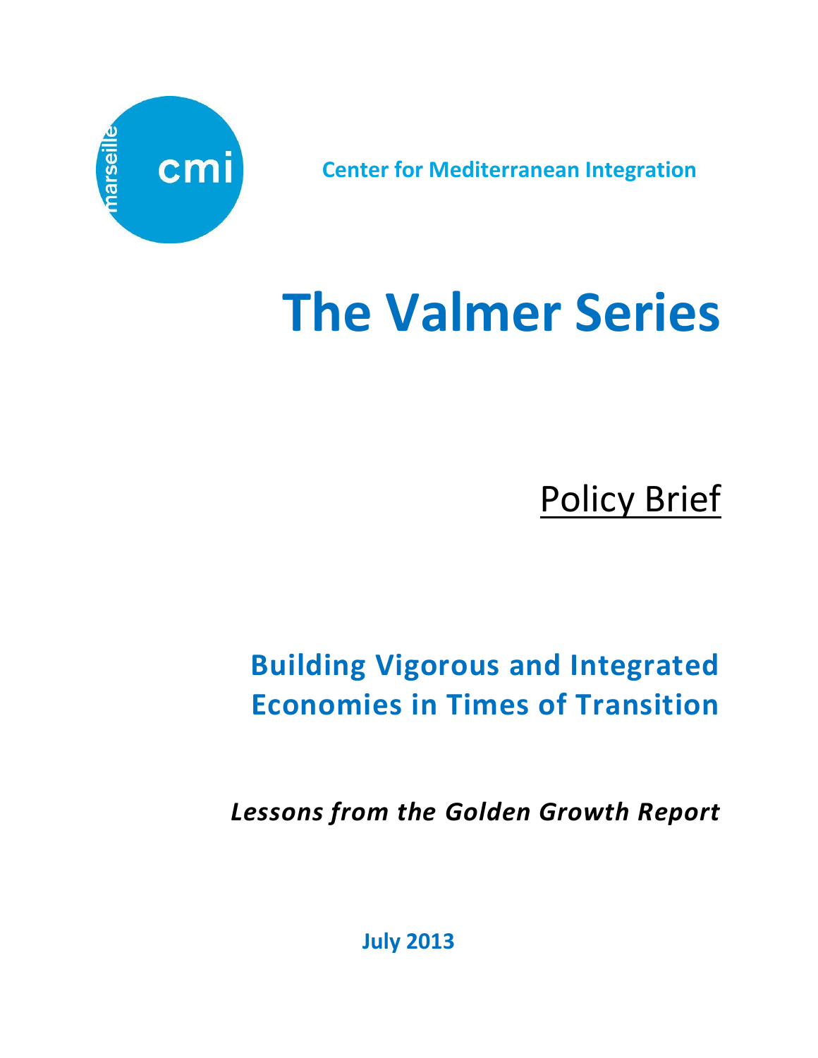marseille cmi

**Center for Mediterranean Integration**

# The Valmer Series

## Policy Brief

## Building Vigorous and Integrated Economies in Times of Transition

***Lessons from the Golden Growth Report***

**July 2013**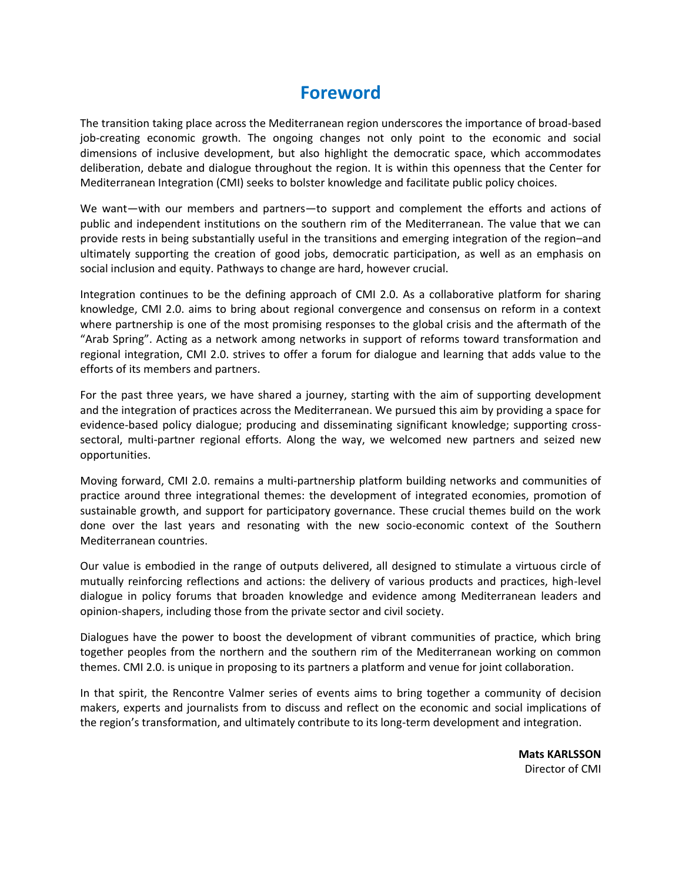# Foreword

The transition taking place across the Mediterranean region underscores the importance of broad-based job-creating economic growth. The ongoing changes not only point to the economic and social dimensions of inclusive development, but also highlight the democratic space, which accommodates deliberation, debate and dialogue throughout the region. It is within this openness that the Center for Mediterranean Integration (CMI) seeks to bolster knowledge and facilitate public policy choices.

We want—with our members and partners—to support and complement the efforts and actions of public and independent institutions on the southern rim of the Mediterranean. The value that we can provide rests in being substantially useful in the transitions and emerging integration of the region–and ultimately supporting the creation of good jobs, democratic participation, as well as an emphasis on social inclusion and equity. Pathways to change are hard, however crucial.

Integration continues to be the defining approach of CMI 2.0. As a collaborative platform for sharing knowledge, CMI 2.0. aims to bring about regional convergence and consensus on reform in a context where partnership is one of the most promising responses to the global crisis and the aftermath of the "Arab Spring". Acting as a network among networks in support of reforms toward transformation and regional integration, CMI 2.0. strives to offer a forum for dialogue and learning that adds value to the efforts of its members and partners.

For the past three years, we have shared a journey, starting with the aim of supporting development and the integration of practices across the Mediterranean. We pursued this aim by providing a space for evidence-based policy dialogue; producing and disseminating significant knowledge; supporting cross-sectoral, multi-partner regional efforts. Along the way, we welcomed new partners and seized new opportunities.

Moving forward, CMI 2.0. remains a multi-partnership platform building networks and communities of practice around three integrational themes: the development of integrated economies, promotion of sustainable growth, and support for participatory governance. These crucial themes build on the work done over the last years and resonating with the new socio-economic context of the Southern Mediterranean countries.

Our value is embodied in the range of outputs delivered, all designed to stimulate a virtuous circle of mutually reinforcing reflections and actions: the delivery of various products and practices, high-level dialogue in policy forums that broaden knowledge and evidence among Mediterranean leaders and opinion-shapers, including those from the private sector and civil society.

Dialogues have the power to boost the development of vibrant communities of practice, which bring together peoples from the northern and the southern rim of the Mediterranean working on common themes. CMI 2.0. is unique in proposing to its partners a platform and venue for joint collaboration.

In that spirit, the Rencontre Valmer series of events aims to bring together a community of decision makers, experts and journalists from to discuss and reflect on the economic and social implications of the region's transformation, and ultimately contribute to its long-term development and integration.

**Mats KARLSSON**
Director of CMI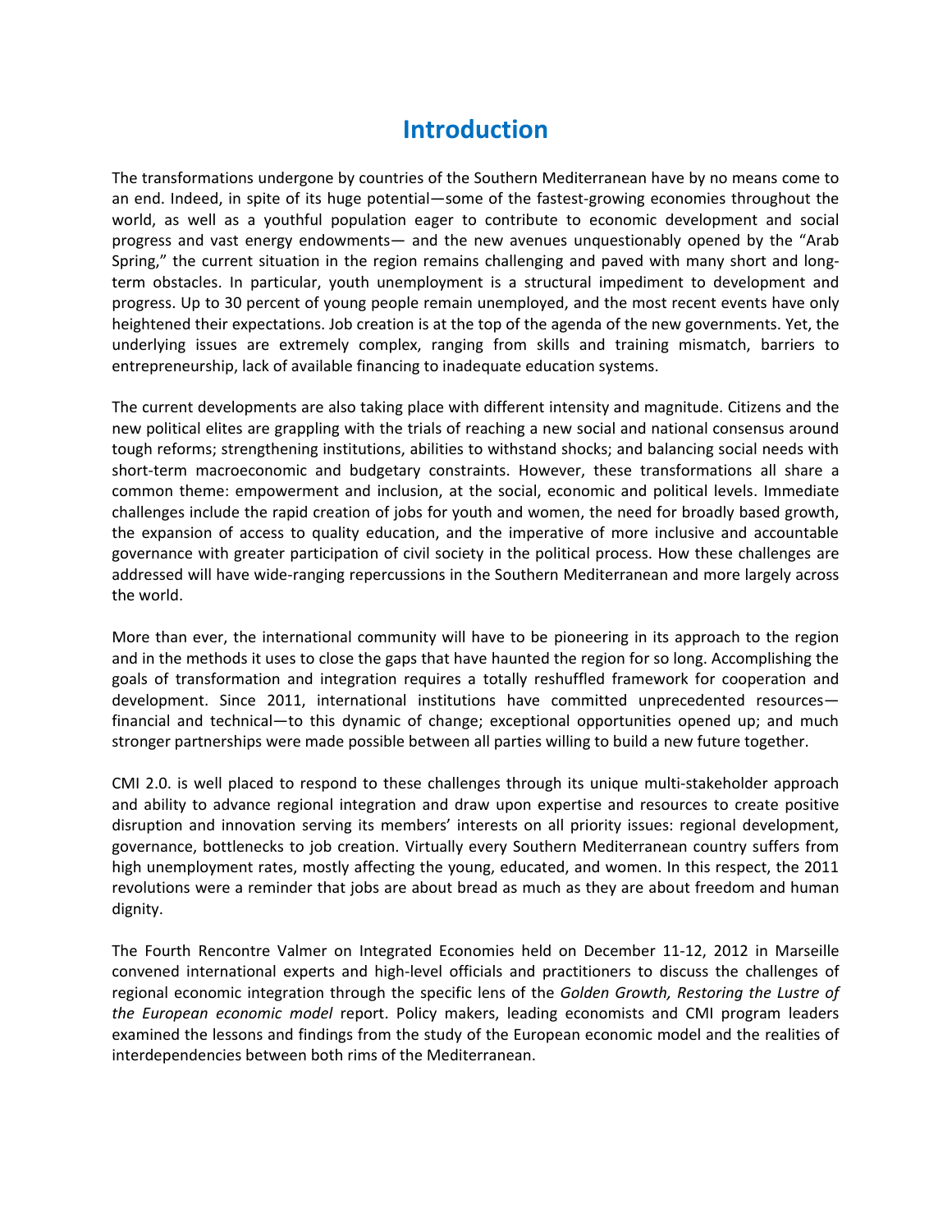# Introduction

The transformations undergone by countries of the Southern Mediterranean have by no means come to an end. Indeed, in spite of its huge potential—some of the fastest-growing economies throughout the world, as well as a youthful population eager to contribute to economic development and social progress and vast energy endowments— and the new avenues unquestionably opened by the "Arab Spring," the current situation in the region remains challenging and paved with many short and long-term obstacles. In particular, youth unemployment is a structural impediment to development and progress. Up to 30 percent of young people remain unemployed, and the most recent events have only heightened their expectations. Job creation is at the top of the agenda of the new governments. Yet, the underlying issues are extremely complex, ranging from skills and training mismatch, barriers to entrepreneurship, lack of available financing to inadequate education systems.

The current developments are also taking place with different intensity and magnitude. Citizens and the new political elites are grappling with the trials of reaching a new social and national consensus around tough reforms; strengthening institutions, abilities to withstand shocks; and balancing social needs with short-term macroeconomic and budgetary constraints. However, these transformations all share a common theme: empowerment and inclusion, at the social, economic and political levels. Immediate challenges include the rapid creation of jobs for youth and women, the need for broadly based growth, the expansion of access to quality education, and the imperative of more inclusive and accountable governance with greater participation of civil society in the political process. How these challenges are addressed will have wide-ranging repercussions in the Southern Mediterranean and more largely across the world.

More than ever, the international community will have to be pioneering in its approach to the region and in the methods it uses to close the gaps that have haunted the region for so long. Accomplishing the goals of transformation and integration requires a totally reshuffled framework for cooperation and development. Since 2011, international institutions have committed unprecedented resources—financial and technical—to this dynamic of change; exceptional opportunities opened up; and much stronger partnerships were made possible between all parties willing to build a new future together.

CMI 2.0. is well placed to respond to these challenges through its unique multi-stakeholder approach and ability to advance regional integration and draw upon expertise and resources to create positive disruption and innovation serving its members' interests on all priority issues: regional development, governance, bottlenecks to job creation. Virtually every Southern Mediterranean country suffers from high unemployment rates, mostly affecting the young, educated, and women. In this respect, the 2011 revolutions were a reminder that jobs are about bread as much as they are about freedom and human dignity.

The Fourth Rencontre Valmer on Integrated Economies held on December 11-12, 2012 in Marseille convened international experts and high-level officials and practitioners to discuss the challenges of regional economic integration through the specific lens of the *Golden Growth, Restoring the Lustre of the European economic model* report. Policy makers, leading economists and CMI program leaders examined the lessons and findings from the study of the European economic model and the realities of interdependencies between both rims of the Mediterranean.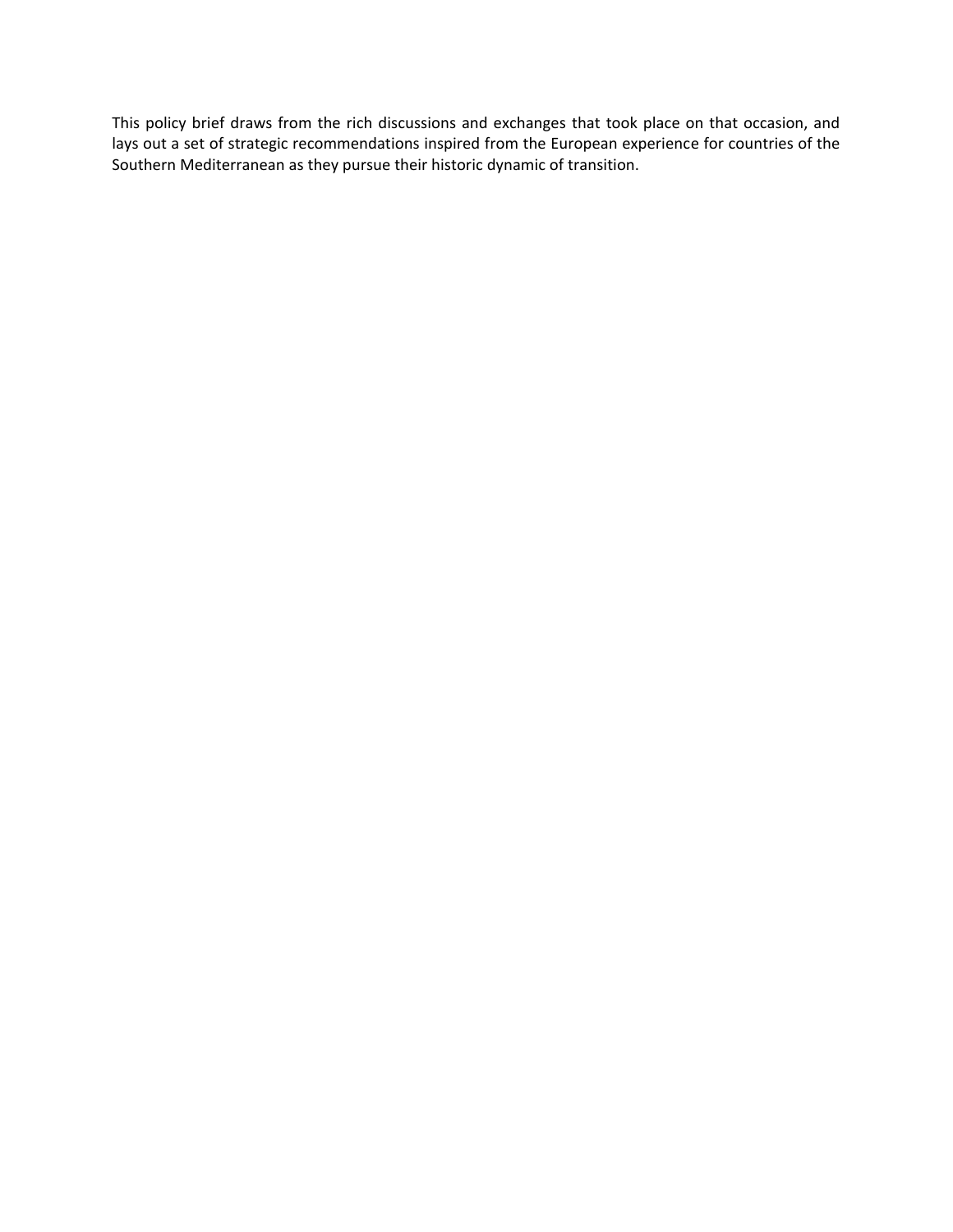This policy brief draws from the rich discussions and exchanges that took place on that occasion, and lays out a set of strategic recommendations inspired from the European experience for countries of the Southern Mediterranean as they pursue their historic dynamic of transition.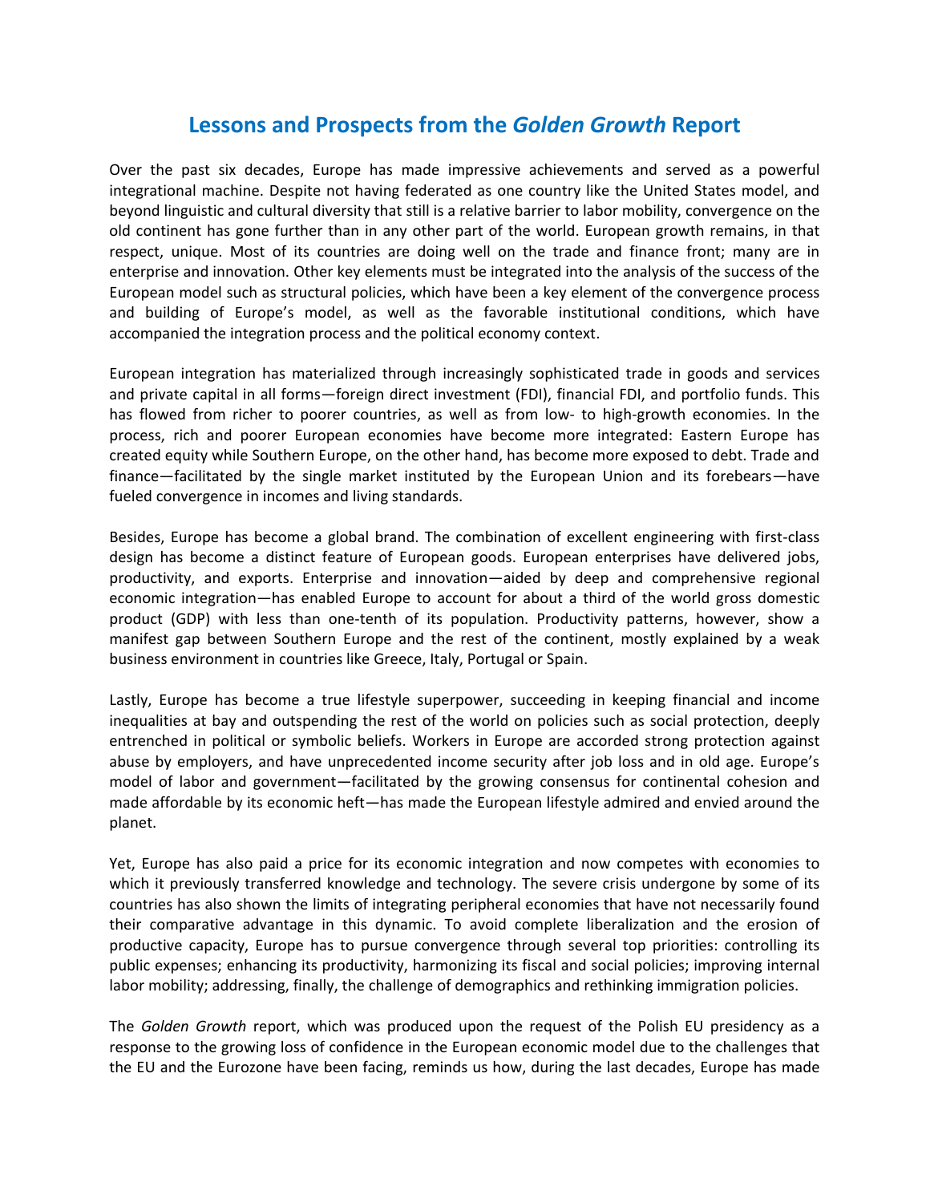# Lessons and Prospects from the *Golden Growth* Report

Over the past six decades, Europe has made impressive achievements and served as a powerful integrational machine. Despite not having federated as one country like the United States model, and beyond linguistic and cultural diversity that still is a relative barrier to labor mobility, convergence on the old continent has gone further than in any other part of the world. European growth remains, in that respect, unique. Most of its countries are doing well on the trade and finance front; many are in enterprise and innovation. Other key elements must be integrated into the analysis of the success of the European model such as structural policies, which have been a key element of the convergence process and building of Europe's model, as well as the favorable institutional conditions, which have accompanied the integration process and the political economy context.

European integration has materialized through increasingly sophisticated trade in goods and services and private capital in all forms—foreign direct investment (FDI), financial FDI, and portfolio funds. This has flowed from richer to poorer countries, as well as from low- to high-growth economies. In the process, rich and poorer European economies have become more integrated: Eastern Europe has created equity while Southern Europe, on the other hand, has become more exposed to debt. Trade and finance—facilitated by the single market instituted by the European Union and its forebears—have fueled convergence in incomes and living standards.

Besides, Europe has become a global brand. The combination of excellent engineering with first-class design has become a distinct feature of European goods. European enterprises have delivered jobs, productivity, and exports. Enterprise and innovation—aided by deep and comprehensive regional economic integration—has enabled Europe to account for about a third of the world gross domestic product (GDP) with less than one-tenth of its population. Productivity patterns, however, show a manifest gap between Southern Europe and the rest of the continent, mostly explained by a weak business environment in countries like Greece, Italy, Portugal or Spain.

Lastly, Europe has become a true lifestyle superpower, succeeding in keeping financial and income inequalities at bay and outspending the rest of the world on policies such as social protection, deeply entrenched in political or symbolic beliefs. Workers in Europe are accorded strong protection against abuse by employers, and have unprecedented income security after job loss and in old age. Europe's model of labor and government—facilitated by the growing consensus for continental cohesion and made affordable by its economic heft—has made the European lifestyle admired and envied around the planet.

Yet, Europe has also paid a price for its economic integration and now competes with economies to which it previously transferred knowledge and technology. The severe crisis undergone by some of its countries has also shown the limits of integrating peripheral economies that have not necessarily found their comparative advantage in this dynamic. To avoid complete liberalization and the erosion of productive capacity, Europe has to pursue convergence through several top priorities: controlling its public expenses; enhancing its productivity, harmonizing its fiscal and social policies; improving internal labor mobility; addressing, finally, the challenge of demographics and rethinking immigration policies.

The *Golden Growth* report, which was produced upon the request of the Polish EU presidency as a response to the growing loss of confidence in the European economic model due to the challenges that the EU and the Eurozone have been facing, reminds us how, during the last decades, Europe has made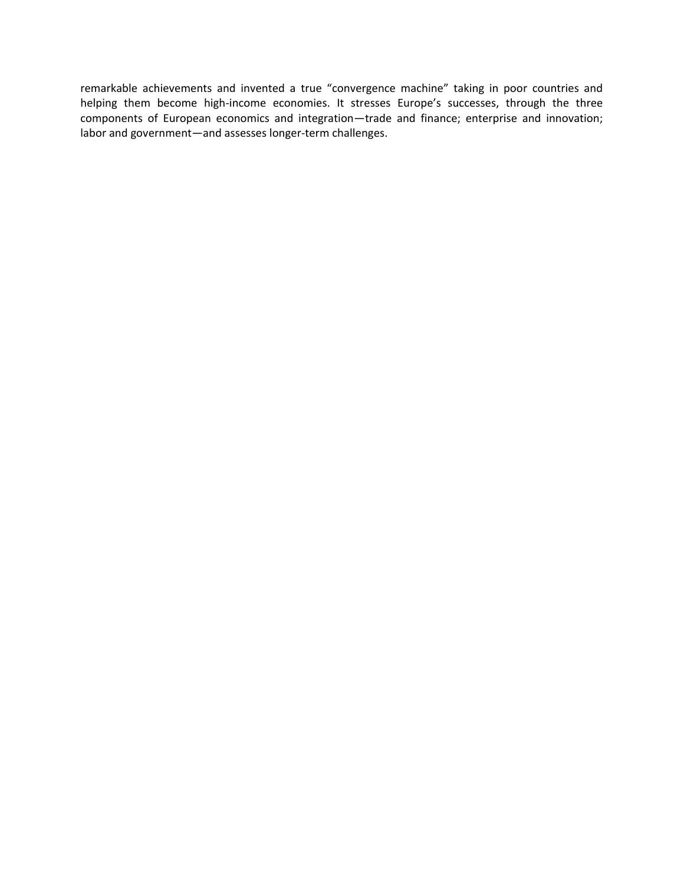remarkable achievements and invented a true "convergence machine" taking in poor countries and helping them become high-income economies. It stresses Europe's successes, through the three components of European economics and integration—trade and finance; enterprise and innovation; labor and government—and assesses longer-term challenges.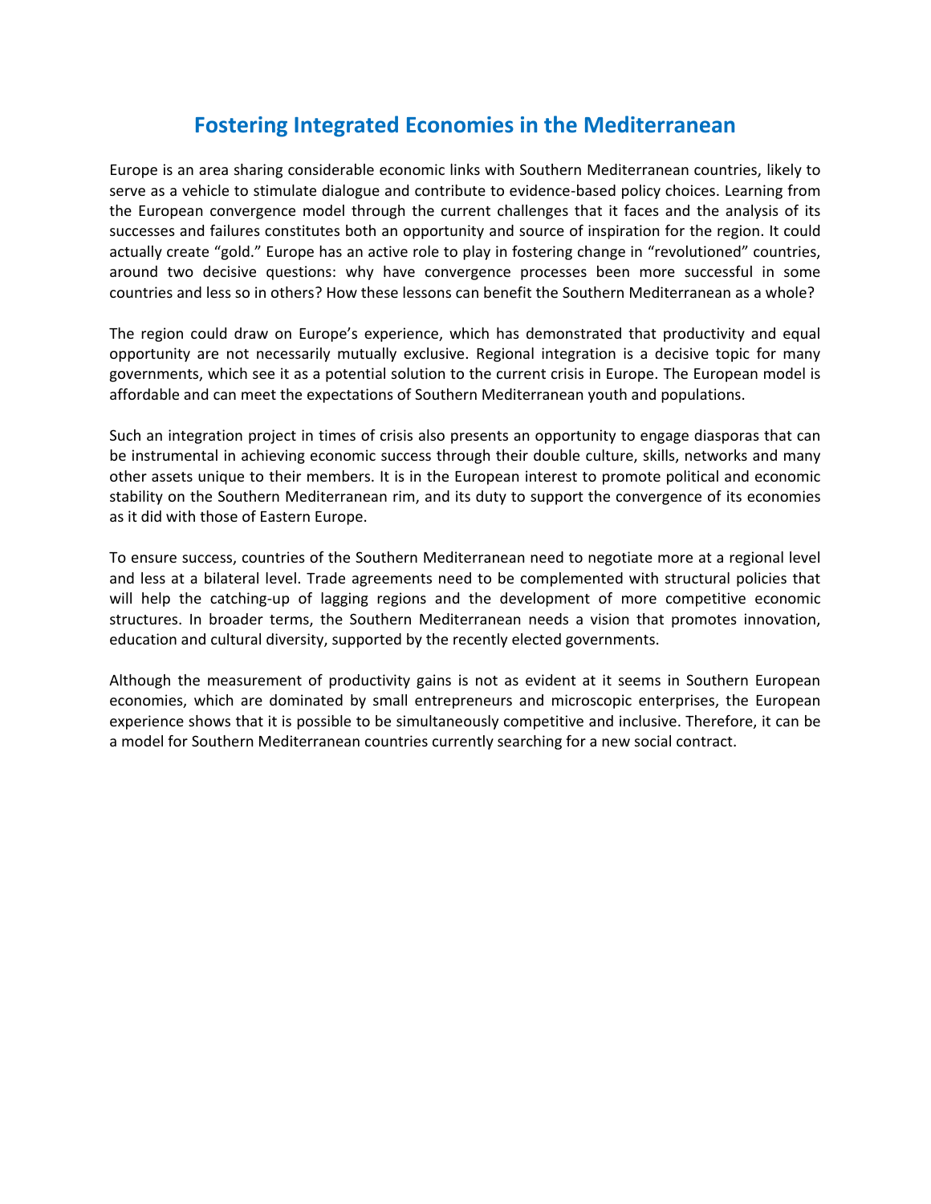# Fostering Integrated Economies in the Mediterranean

Europe is an area sharing considerable economic links with Southern Mediterranean countries, likely to serve as a vehicle to stimulate dialogue and contribute to evidence-based policy choices. Learning from the European convergence model through the current challenges that it faces and the analysis of its successes and failures constitutes both an opportunity and source of inspiration for the region. It could actually create "gold." Europe has an active role to play in fostering change in "revolutioned" countries, around two decisive questions: why have convergence processes been more successful in some countries and less so in others? How these lessons can benefit the Southern Mediterranean as a whole?

The region could draw on Europe's experience, which has demonstrated that productivity and equal opportunity are not necessarily mutually exclusive. Regional integration is a decisive topic for many governments, which see it as a potential solution to the current crisis in Europe. The European model is affordable and can meet the expectations of Southern Mediterranean youth and populations.

Such an integration project in times of crisis also presents an opportunity to engage diasporas that can be instrumental in achieving economic success through their double culture, skills, networks and many other assets unique to their members. It is in the European interest to promote political and economic stability on the Southern Mediterranean rim, and its duty to support the convergence of its economies as it did with those of Eastern Europe.

To ensure success, countries of the Southern Mediterranean need to negotiate more at a regional level and less at a bilateral level. Trade agreements need to be complemented with structural policies that will help the catching-up of lagging regions and the development of more competitive economic structures. In broader terms, the Southern Mediterranean needs a vision that promotes innovation, education and cultural diversity, supported by the recently elected governments.

Although the measurement of productivity gains is not as evident at it seems in Southern European economies, which are dominated by small entrepreneurs and microscopic enterprises, the European experience shows that it is possible to be simultaneously competitive and inclusive. Therefore, it can be a model for Southern Mediterranean countries currently searching for a new social contract.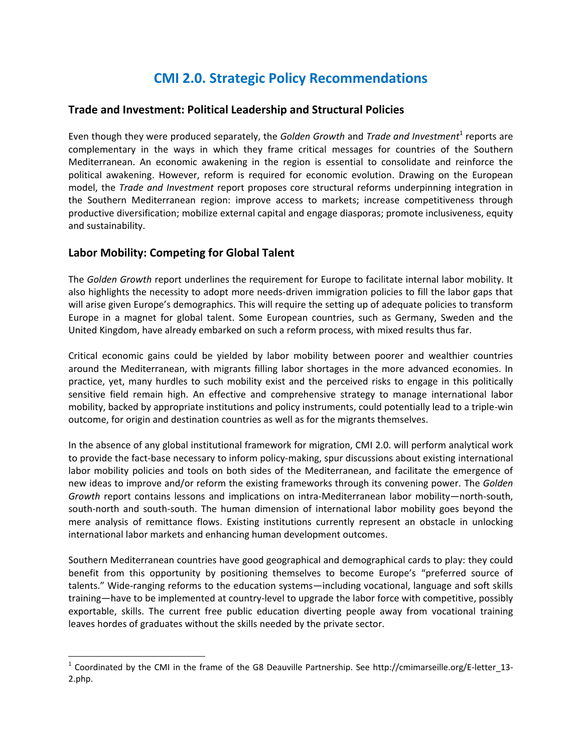# CMI 2.0. Strategic Policy Recommendations

## Trade and Investment: Political Leadership and Structural Policies

Even though they were produced separately, the *Golden Growth* and *Trade and Investment*[1] reports are complementary in the ways in which they frame critical messages for countries of the Southern Mediterranean. An economic awakening in the region is essential to consolidate and reinforce the political awakening. However, reform is required for economic evolution. Drawing on the European model, the *Trade and Investment* report proposes core structural reforms underpinning integration in the Southern Mediterranean region: improve access to markets; increase competitiveness through productive diversification; mobilize external capital and engage diasporas; promote inclusiveness, equity and sustainability.

## Labor Mobility: Competing for Global Talent

The *Golden Growth* report underlines the requirement for Europe to facilitate internal labor mobility. It also highlights the necessity to adopt more needs-driven immigration policies to fill the labor gaps that will arise given Europe's demographics. This will require the setting up of adequate policies to transform Europe in a magnet for global talent. Some European countries, such as Germany, Sweden and the United Kingdom, have already embarked on such a reform process, with mixed results thus far.

Critical economic gains could be yielded by labor mobility between poorer and wealthier countries around the Mediterranean, with migrants filling labor shortages in the more advanced economies. In practice, yet, many hurdles to such mobility exist and the perceived risks to engage in this politically sensitive field remain high. An effective and comprehensive strategy to manage international labor mobility, backed by appropriate institutions and policy instruments, could potentially lead to a triple-win outcome, for origin and destination countries as well as for the migrants themselves.

In the absence of any global institutional framework for migration, CMI 2.0. will perform analytical work to provide the fact-base necessary to inform policy-making, spur discussions about existing international labor mobility policies and tools on both sides of the Mediterranean, and facilitate the emergence of new ideas to improve and/or reform the existing frameworks through its convening power. The *Golden Growth* report contains lessons and implications on intra-Mediterranean labor mobility—north-south, south-north and south-south. The human dimension of international labor mobility goes beyond the mere analysis of remittance flows. Existing institutions currently represent an obstacle in unlocking international labor markets and enhancing human development outcomes.

Southern Mediterranean countries have good geographical and demographical cards to play: they could benefit from this opportunity by positioning themselves to become Europe's "preferred source of talents." Wide-ranging reforms to the education systems—including vocational, language and soft skills training—have to be implemented at country-level to upgrade the labor force with competitive, possibly exportable, skills. The current free public education diverting people away from vocational training leaves hordes of graduates without the skills needed by the private sector.

---

[1] Coordinated by the CMI in the frame of the G8 Deauville Partnership. See http://cmimarseille.org/E-letter_13-2.php.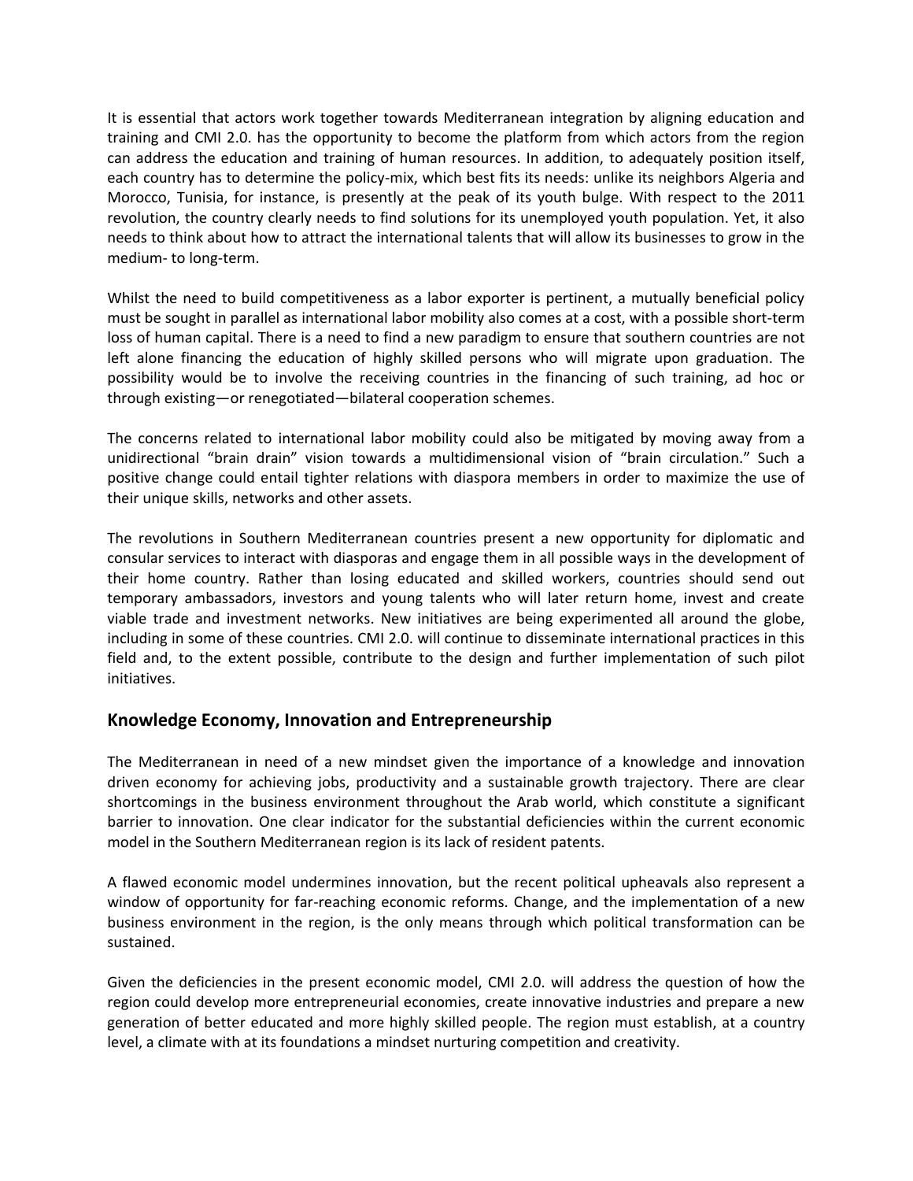It is essential that actors work together towards Mediterranean integration by aligning education and training and CMI 2.0. has the opportunity to become the platform from which actors from the region can address the education and training of human resources. In addition, to adequately position itself, each country has to determine the policy-mix, which best fits its needs: unlike its neighbors Algeria and Morocco, Tunisia, for instance, is presently at the peak of its youth bulge. With respect to the 2011 revolution, the country clearly needs to find solutions for its unemployed youth population. Yet, it also needs to think about how to attract the international talents that will allow its businesses to grow in the medium- to long-term.

Whilst the need to build competitiveness as a labor exporter is pertinent, a mutually beneficial policy must be sought in parallel as international labor mobility also comes at a cost, with a possible short-term loss of human capital. There is a need to find a new paradigm to ensure that southern countries are not left alone financing the education of highly skilled persons who will migrate upon graduation. The possibility would be to involve the receiving countries in the financing of such training, ad hoc or through existing—or renegotiated—bilateral cooperation schemes.

The concerns related to international labor mobility could also be mitigated by moving away from a unidirectional "brain drain" vision towards a multidimensional vision of "brain circulation." Such a positive change could entail tighter relations with diaspora members in order to maximize the use of their unique skills, networks and other assets.

The revolutions in Southern Mediterranean countries present a new opportunity for diplomatic and consular services to interact with diasporas and engage them in all possible ways in the development of their home country. Rather than losing educated and skilled workers, countries should send out temporary ambassadors, investors and young talents who will later return home, invest and create viable trade and investment networks. New initiatives are being experimented all around the globe, including in some of these countries. CMI 2.0. will continue to disseminate international practices in this field and, to the extent possible, contribute to the design and further implementation of such pilot initiatives.

## Knowledge Economy, Innovation and Entrepreneurship

The Mediterranean in need of a new mindset given the importance of a knowledge and innovation driven economy for achieving jobs, productivity and a sustainable growth trajectory. There are clear shortcomings in the business environment throughout the Arab world, which constitute a significant barrier to innovation. One clear indicator for the substantial deficiencies within the current economic model in the Southern Mediterranean region is its lack of resident patents.

A flawed economic model undermines innovation, but the recent political upheavals also represent a window of opportunity for far-reaching economic reforms. Change, and the implementation of a new business environment in the region, is the only means through which political transformation can be sustained.

Given the deficiencies in the present economic model, CMI 2.0. will address the question of how the region could develop more entrepreneurial economies, create innovative industries and prepare a new generation of better educated and more highly skilled people. The region must establish, at a country level, a climate with at its foundations a mindset nurturing competition and creativity.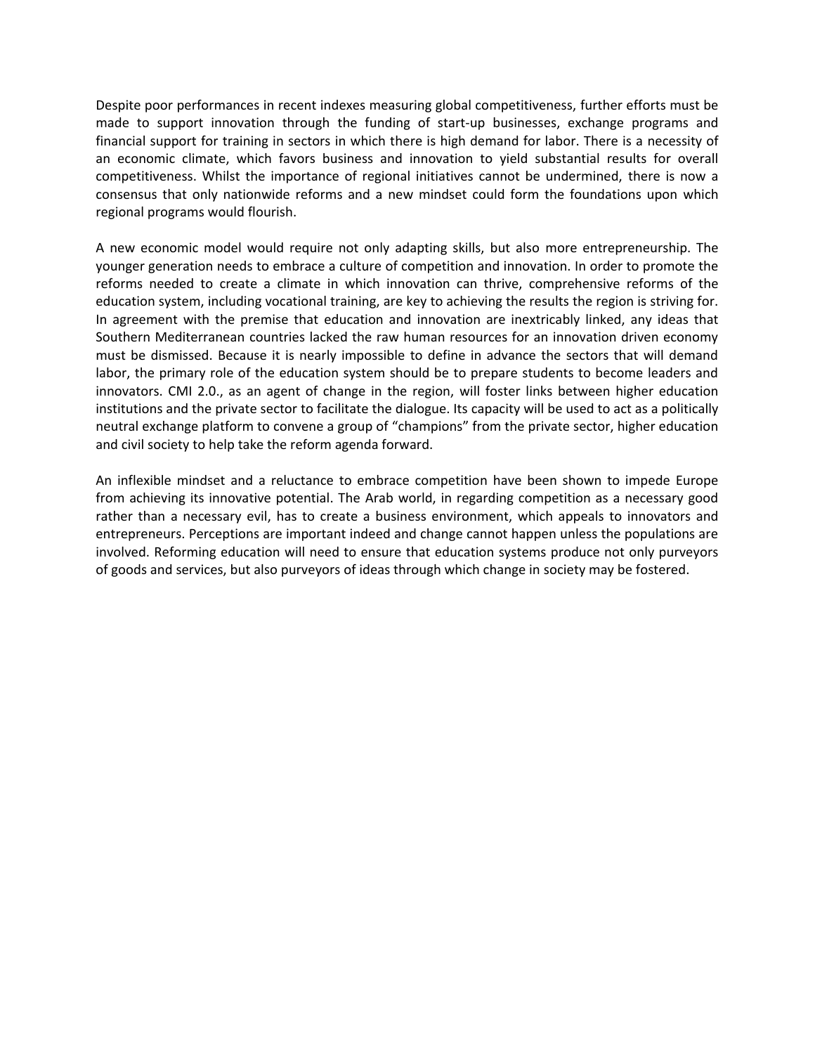Despite poor performances in recent indexes measuring global competitiveness, further efforts must be made to support innovation through the funding of start-up businesses, exchange programs and financial support for training in sectors in which there is high demand for labor. There is a necessity of an economic climate, which favors business and innovation to yield substantial results for overall competitiveness. Whilst the importance of regional initiatives cannot be undermined, there is now a consensus that only nationwide reforms and a new mindset could form the foundations upon which regional programs would flourish.

A new economic model would require not only adapting skills, but also more entrepreneurship. The younger generation needs to embrace a culture of competition and innovation. In order to promote the reforms needed to create a climate in which innovation can thrive, comprehensive reforms of the education system, including vocational training, are key to achieving the results the region is striving for. In agreement with the premise that education and innovation are inextricably linked, any ideas that Southern Mediterranean countries lacked the raw human resources for an innovation driven economy must be dismissed. Because it is nearly impossible to define in advance the sectors that will demand labor, the primary role of the education system should be to prepare students to become leaders and innovators. CMI 2.0., as an agent of change in the region, will foster links between higher education institutions and the private sector to facilitate the dialogue. Its capacity will be used to act as a politically neutral exchange platform to convene a group of "champions" from the private sector, higher education and civil society to help take the reform agenda forward.

An inflexible mindset and a reluctance to embrace competition have been shown to impede Europe from achieving its innovative potential. The Arab world, in regarding competition as a necessary good rather than a necessary evil, has to create a business environment, which appeals to innovators and entrepreneurs. Perceptions are important indeed and change cannot happen unless the populations are involved. Reforming education will need to ensure that education systems produce not only purveyors of goods and services, but also purveyors of ideas through which change in society may be fostered.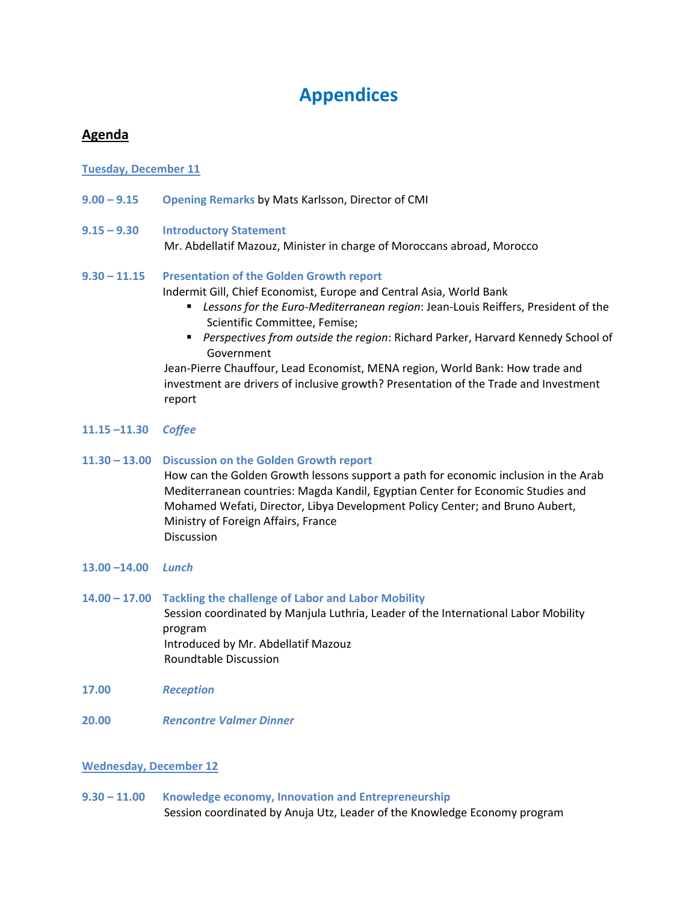# Appendices

## Agenda

**Tuesday, December 11**

**9.00 – 9.15** **Opening Remarks** by Mats Karlsson, Director of CMI

**9.15 – 9.30** **Introductory Statement**
Mr. Abdellatif Mazouz, Minister in charge of Moroccans abroad, Morocco

**9.30 – 11.15** **Presentation of the Golden Growth report**
Indermit Gill, Chief Economist, Europe and Central Asia, World Bank

- *Lessons for the Euro-Mediterranean region*: Jean-Louis Reiffers, President of the Scientific Committee, Femise;
- *Perspectives from outside the region*: Richard Parker, Harvard Kennedy School of Government

Jean-Pierre Chauffour, Lead Economist, MENA region, World Bank: How trade and investment are drivers of inclusive growth? Presentation of the Trade and Investment report

**11.15 –11.30** ***Coffee***

**11.30 – 13.00** **Discussion on the Golden Growth report**
How can the Golden Growth lessons support a path for economic inclusion in the Arab Mediterranean countries: Magda Kandil, Egyptian Center for Economic Studies and Mohamed Wefati, Director, Libya Development Policy Center; and Bruno Aubert, Ministry of Foreign Affairs, France
Discussion

**13.00 –14.00** ***Lunch***

**14.00 – 17.00** **Tackling the challenge of Labor and Labor Mobility**
Session coordinated by Manjula Luthria, Leader of the International Labor Mobility program
Introduced by Mr. Abdellatif Mazouz
Roundtable Discussion

**17.00** ***Reception***

**20.00** ***Rencontre Valmer Dinner***

**Wednesday, December 12**

**9.30 – 11.00** **Knowledge economy, Innovation and Entrepreneurship**
Session coordinated by Anuja Utz, Leader of the Knowledge Economy program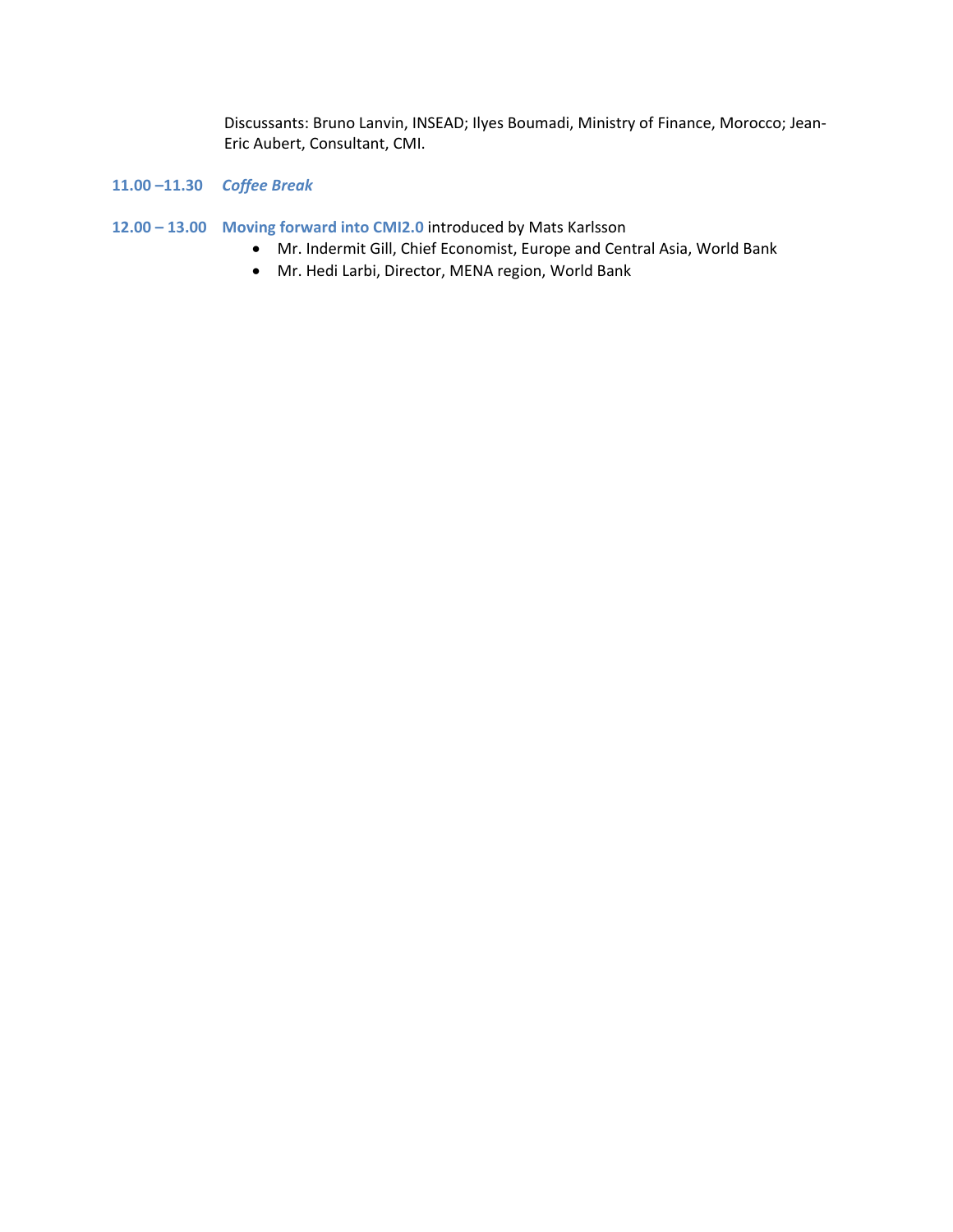Discussants: Bruno Lanvin, INSEAD; Ilyes Boumadi, Ministry of Finance, Morocco; Jean-Eric Aubert, Consultant, CMI.

**11.00 –11.30** ***Coffee Break***

**12.00 – 13.00** **Moving forward into CMI2.0** introduced by Mats Karlsson

- Mr. Indermit Gill, Chief Economist, Europe and Central Asia, World Bank
- Mr. Hedi Larbi, Director, MENA region, World Bank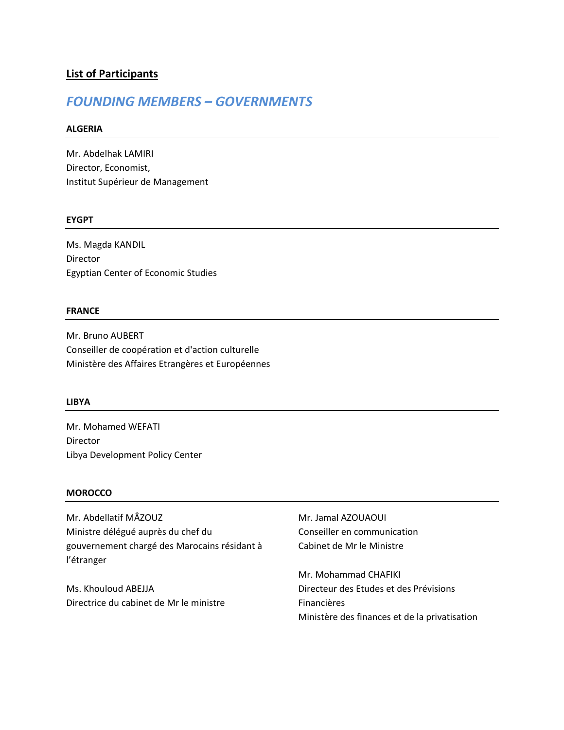## List of Participants

# *FOUNDING MEMBERS – GOVERNMENTS*

**ALGERIA**

---

Mr. Abdelhak LAMIRI
Director, Economist,
Institut Supérieur de Management

**EYGPT**

---

Ms. Magda KANDIL
Director
Egyptian Center of Economic Studies

**FRANCE**

---

Mr. Bruno AUBERT
Conseiller de coopération et d'action culturelle
Ministère des Affaires Etrangères et Européennes

**LIBYA**

---

Mr. Mohamed WEFATI
Director
Libya Development Policy Center

**MOROCCO**

---

Mr. Abdellatif MÂZOUZ
Ministre délégué auprès du chef du gouvernement chargé des Marocains résidant à l'étranger

Ms. Khouloud ABEJJA
Directrice du cabinet de Mr le ministre

Mr. Jamal AZOUAOUI
Conseiller en communication
Cabinet de Mr le Ministre

Mr. Mohammad CHAFIKI
Directeur des Etudes et des Prévisions Financières
Ministère des finances et de la privatisation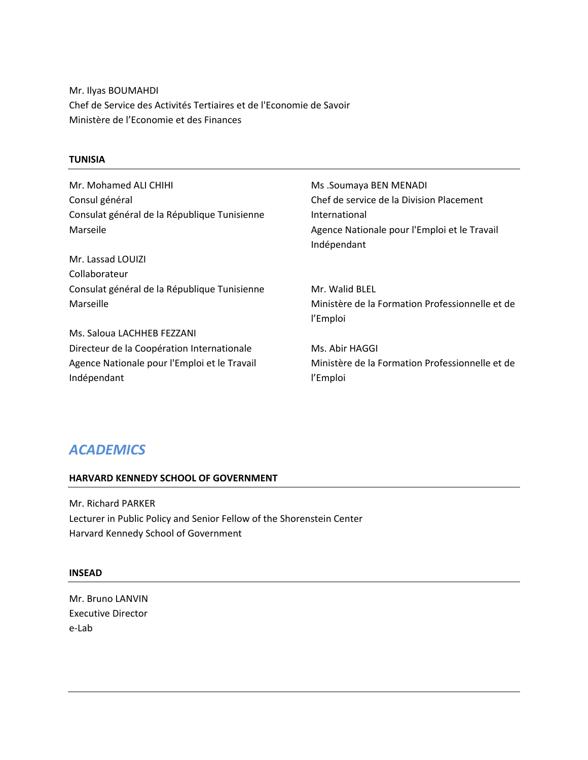Mr. Ilyas BOUMAHDI
Chef de Service des Activités Tertiaires et de l'Economie de Savoir
Ministère de l'Economie et des Finances

**TUNISIA**

Mr. Mohamed ALI CHIHI
Consul général
Consulat général de la République Tunisienne
Marseile

Mr. Lassad LOUIZI
Collaborateur
Consulat général de la République Tunisienne
Marseille

Ms. Saloua LACHHEB FEZZANI
Directeur de la Coopération Internationale
Agence Nationale pour l'Emploi et le Travail Indépendant

Ms .Soumaya BEN MENADI
Chef de service de la Division Placement International
Agence Nationale pour l'Emploi et le Travail Indépendant

Mr. Walid BLEL
Ministère de la Formation Professionnelle et de l'Emploi

Ms. Abir HAGGI
Ministère de la Formation Professionnelle et de l'Emploi

## *ACADEMICS*

**HARVARD KENNEDY SCHOOL OF GOVERNMENT**

Mr. Richard PARKER
Lecturer in Public Policy and Senior Fellow of the Shorenstein Center
Harvard Kennedy School of Government

**INSEAD**

Mr. Bruno LANVIN
Executive Director
e-Lab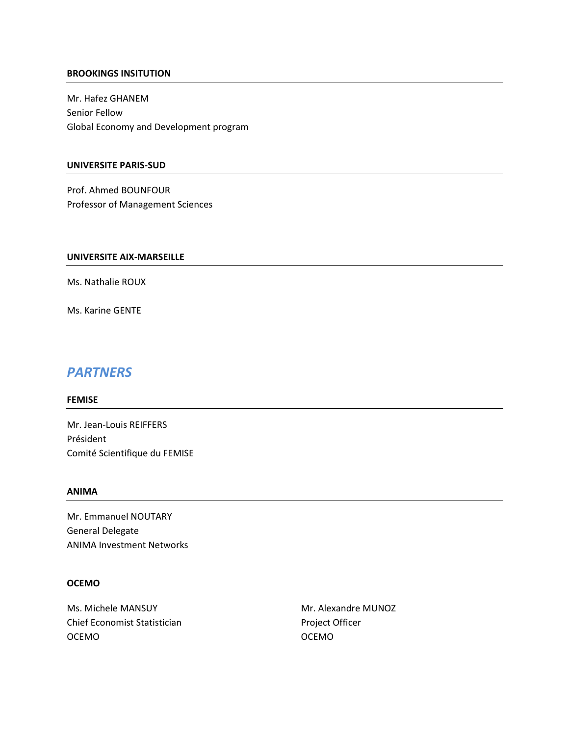#### BROOKINGS INSITUTION

Mr. Hafez GHANEM
Senior Fellow
Global Economy and Development program

#### UNIVERSITE PARIS-SUD

Prof. Ahmed BOUNFOUR
Professor of Management Sciences

#### UNIVERSITE AIX-MARSEILLE

Ms. Nathalie ROUX

Ms. Karine GENTE

## *PARTNERS*

#### FEMISE

Mr. Jean-Louis REIFFERS
Président
Comité Scientifique du FEMISE

#### ANIMA

Mr. Emmanuel NOUTARY
General Delegate
ANIMA Investment Networks

#### OCEMO

Ms. Michele MANSUY
Chief Economist Statistician
OCEMO

Mr. Alexandre MUNOZ
Project Officer
OCEMO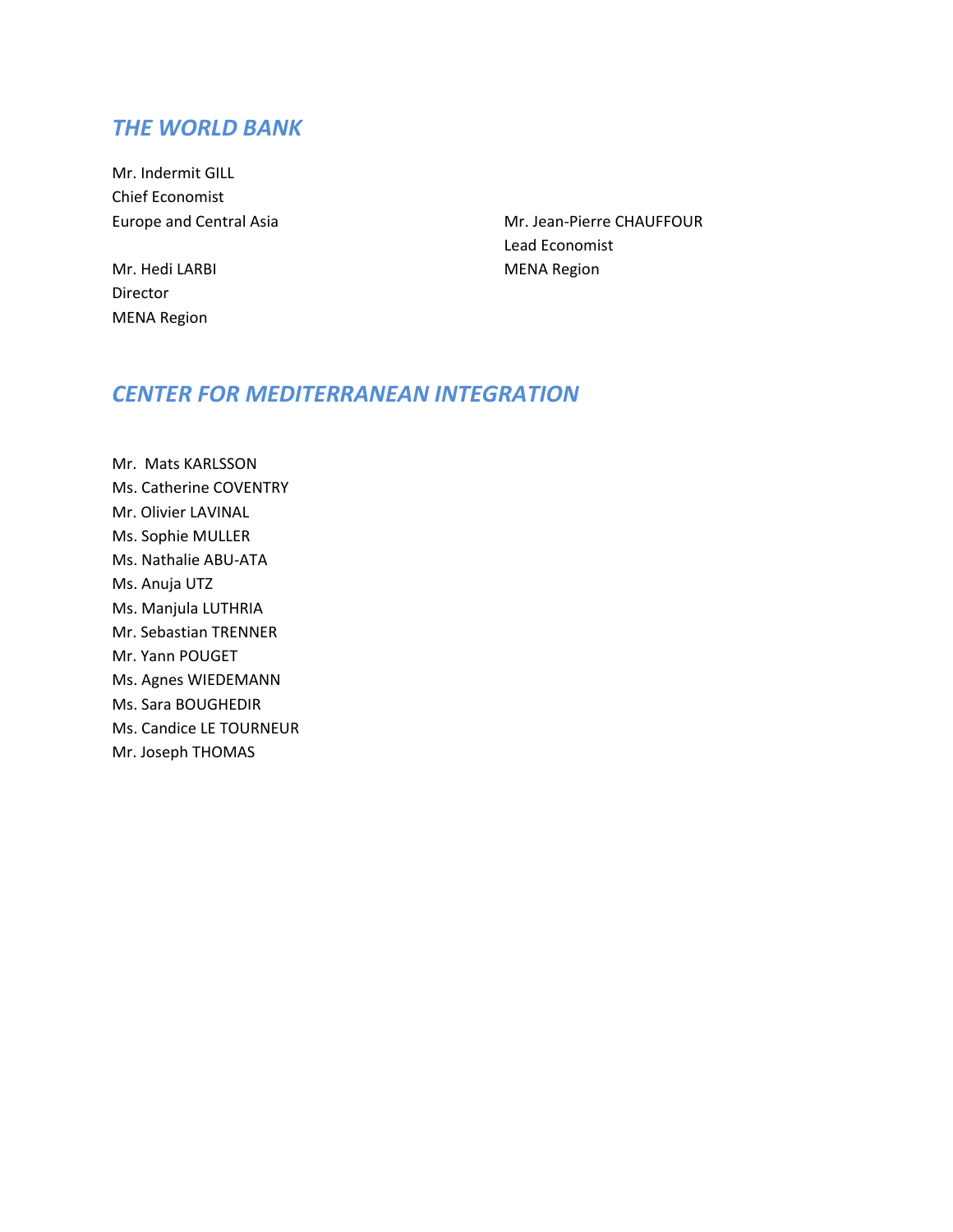## *THE WORLD BANK*

Mr. Indermit GILL
Chief Economist
Europe and Central Asia

Mr. Hedi LARBI
Director
MENA Region

Mr. Jean-Pierre CHAUFFOUR
Lead Economist
MENA Region

## *CENTER FOR MEDITERRANEAN INTEGRATION*

Mr. Mats KARLSSON
Ms. Catherine COVENTRY
Mr. Olivier LAVINAL
Ms. Sophie MULLER
Ms. Nathalie ABU-ATA
Ms. Anuja UTZ
Ms. Manjula LUTHRIA
Mr. Sebastian TRENNER
Mr. Yann POUGET
Ms. Agnes WIEDEMANN
Ms. Sara BOUGHEDIR
Ms. Candice LE TOURNEUR
Mr. Joseph THOMAS